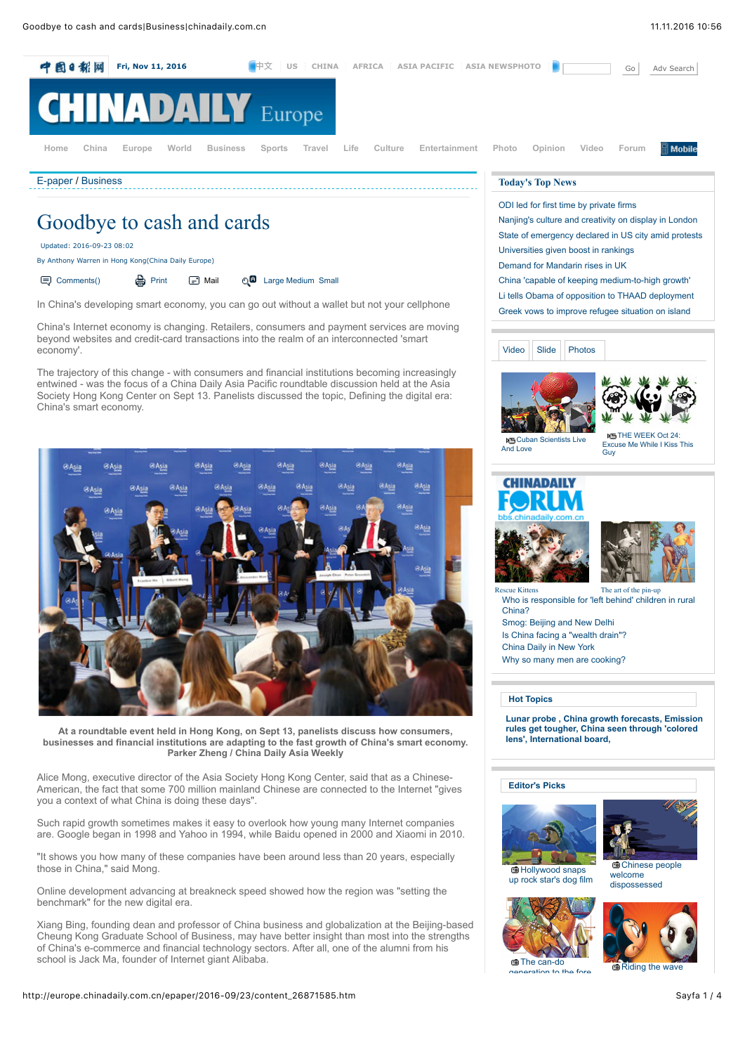E-paper / Business

# Goodbye to cash and cards

Updated: 2016-09-23 08:02

By Anthony Warren in Hong Kong(China Daily Europe)

In China's developing smart economy, you can go out without a wallet but not your cellphone

China's Internet economy is changing. Retailers, consumers and payment services are moving beyond websites and credit-card transactions into the realm of an interconnected 'smart economy'.

The trajectory of this change - with consumers and financial institutions becoming increasingly entwined - was the focus of a China Daily Asia Pacific roundtable discussion held at the Asia Society Hong Kong Center on Sept 13. Panelists discussed the topic, Defining the digital era: China's smart economy.

**At a roundtable event held in Hong Kong, on Sept 13, panelists discuss how consumers, businesses and financial institutions are adapting to the fast growth of China's smart economy. Parker Zheng / China Daily Asia Weekly**

Alice Mong, executive director of the Asia Society Hong Kong Center, said that as a Chinese-American, the fact that some 700 million mainland Chinese are connected to the Internet "gives you a context of what China is doing these days".

Such rapid growth sometimes makes it easy to overlook how young many Internet companies are. Google began in 1998 and Yahoo in 1994, while Baidu opened in 2000 and Xiaomi in 2010.

"It shows you how many of these companies have been around less than 20 years, especially those in China," said Mong.

Online development advancing at breakneck speed showed how the region was "setting the benchmark" for the new digital era.

Xiang Bing, founding dean and professor of China business and globalization at the Beijing-based Cheung Kong Graduate School of Business, may have better insight than most into the strengths of China's e-commerce and financial technology sectors. After all, one of the alumni from his school is Jack Ma, founder of Internet giant Alibaba.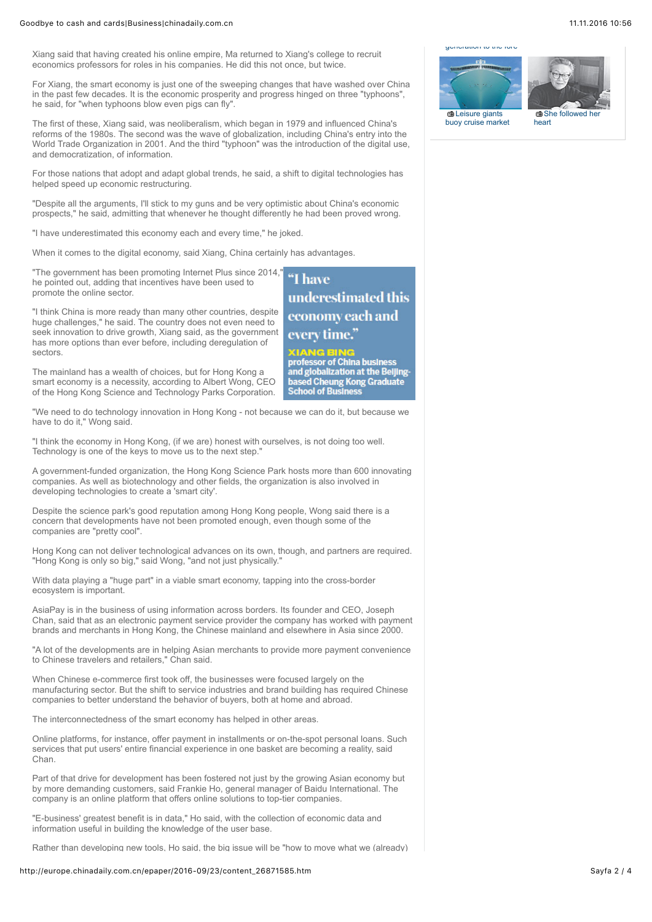Xiang said that having created his online empire, Ma returned to Xiang's college to recruit economics professors for roles in his companies. He did this not once, but twice.

For Xiang, the smart economy is just one of the sweeping changes that have washed over China in the past few decades. It is the economic prosperity and progress hinged on three "typhoons", he said, for "when typhoons blow even pigs can fly".

The first of these, Xiang said, was neoliberalism, which began in 1979 and influenced China's reforms of the 1980s. The second was the wave of globalization, including China's entry into the World Trade Organization in 2001. And the third "typhoon" was the introduction of the digital use, and democratization, of information.

For those nations that adopt and adapt global trends, he said, a shift to digital technologies has helped speed up economic restructuring.

"Despite all the arguments, I'll stick to my guns and be very optimistic about China's economic prospects," he said, admitting that whenever he thought differently he had been proved wrong.

"I have underestimated this economy each and every time," he joked.

When it comes to the digital economy, said Xiang, China certainly has advantages.

"The government has been promoting Internet Plus since 2014," he pointed out, adding that incentives have been used to promote the online sector.

> **"I have underestimated this economy each and every time."**
>
> **XIANG BING**
> **professor of China business and globalization at the Beijing-based Cheung Kong Graduate School of Business**

"I think China is more ready than many other countries, despite huge challenges," he said. The country does not even need to seek innovation to drive growth, Xiang said, as the government has more options than ever before, including deregulation of sectors.

The mainland has a wealth of choices, but for Hong Kong a smart economy is a necessity, according to Albert Wong, CEO of the Hong Kong Science and Technology Parks Corporation.

"We need to do technology innovation in Hong Kong - not because we can do it, but because we have to do it," Wong said.

"I think the economy in Hong Kong, (if we are) honest with ourselves, is not doing too well. Technology is one of the keys to move us to the next step."

A government-funded organization, the Hong Kong Science Park hosts more than 600 innovating companies. As well as biotechnology and other fields, the organization is also involved in developing technologies to create a 'smart city'.

Despite the science park's good reputation among Hong Kong people, Wong said there is a concern that developments have not been promoted enough, even though some of the companies are "pretty cool".

Hong Kong can not deliver technological advances on its own, though, and partners are required. "Hong Kong is only so big," said Wong, "and not just physically."

With data playing a "huge part" in a viable smart economy, tapping into the cross-border ecosystem is important.

AsiaPay is in the business of using information across borders. Its founder and CEO, Joseph Chan, said that as an electronic payment service provider the company has worked with payment brands and merchants in Hong Kong, the Chinese mainland and elsewhere in Asia since 2000.

"A lot of the developments are in helping Asian merchants to provide more payment convenience to Chinese travelers and retailers," Chan said.

When Chinese e-commerce first took off, the businesses were focused largely on the manufacturing sector. But the shift to service industries and brand building has required Chinese companies to better understand the behavior of buyers, both at home and abroad.

The interconnectedness of the smart economy has helped in other areas.

Online platforms, for instance, offer payment in installments or on-the-spot personal loans. Such services that put users' entire financial experience in one basket are becoming a reality, said Chan.

Part of that drive for development has been fostered not just by the growing Asian economy but by more demanding customers, said Frankie Ho, general manager of Baidu International. The company is an online platform that offers online solutions to top-tier companies.

"E-business' greatest benefit is in data," Ho said, with the collection of economic data and information useful in building the knowledge of the user base.

Rather than developing new tools, Ho said, the big issue will be "how to move what we (already)

Leisure giants buoy cruise market

She followed her heart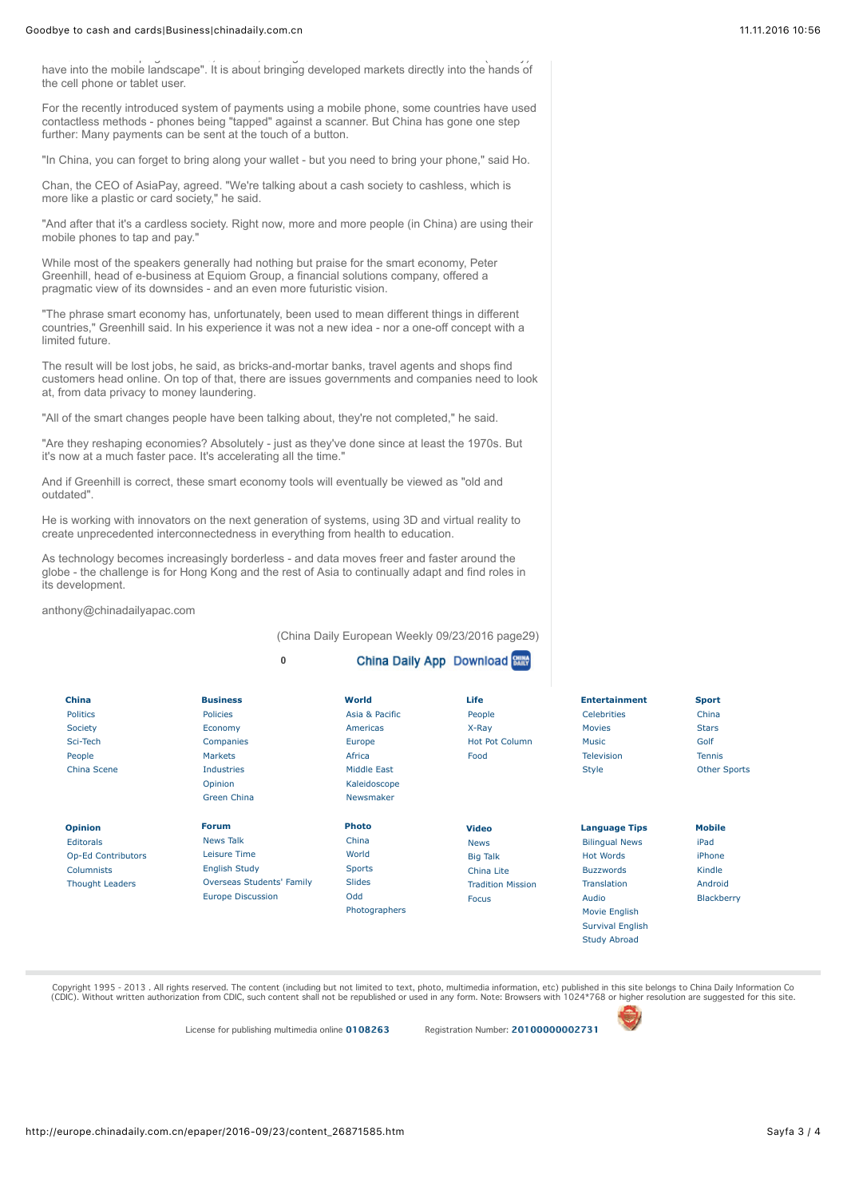have into the mobile landscape". It is about bringing developed markets directly into the hands of the cell phone or tablet user.

For the recently introduced system of payments using a mobile phone, some countries have used contactless methods - phones being "tapped" against a scanner. But China has gone one step further: Many payments can be sent at the touch of a button.

"In China, you can forget to bring along your wallet - but you need to bring your phone," said Ho.

Chan, the CEO of AsiaPay, agreed. "We're talking about a cash society to cashless, which is more like a plastic or card society," he said.

"And after that it's a cardless society. Right now, more and more people (in China) are using their mobile phones to tap and pay."

While most of the speakers generally had nothing but praise for the smart economy, Peter Greenhill, head of e-business at Equiom Group, a financial solutions company, offered a pragmatic view of its downsides - and an even more futuristic vision.

"The phrase smart economy has, unfortunately, been used to mean different things in different countries," Greenhill said. In his experience it was not a new idea - nor a one-off concept with a limited future.

The result will be lost jobs, he said, as bricks-and-mortar banks, travel agents and shops find customers head online. On top of that, there are issues governments and companies need to look at, from data privacy to money laundering.

"All of the smart changes people have been talking about, they're not completed," he said.

"Are they reshaping economies? Absolutely - just as they've done since at least the 1970s. But it's now at a much faster pace. It's accelerating all the time."

And if Greenhill is correct, these smart economy tools will eventually be viewed as "old and outdated".

He is working with innovators on the next generation of systems, using 3D and virtual reality to create unprecedented interconnectedness in everything from health to education.

As technology becomes increasingly borderless - and data moves freer and faster around the globe - the challenge is for Hong Kong and the rest of Asia to continually adapt and find roles in its development.

anthony@chinadailyapac.com

(China Daily European Weekly 09/23/2016 page29)